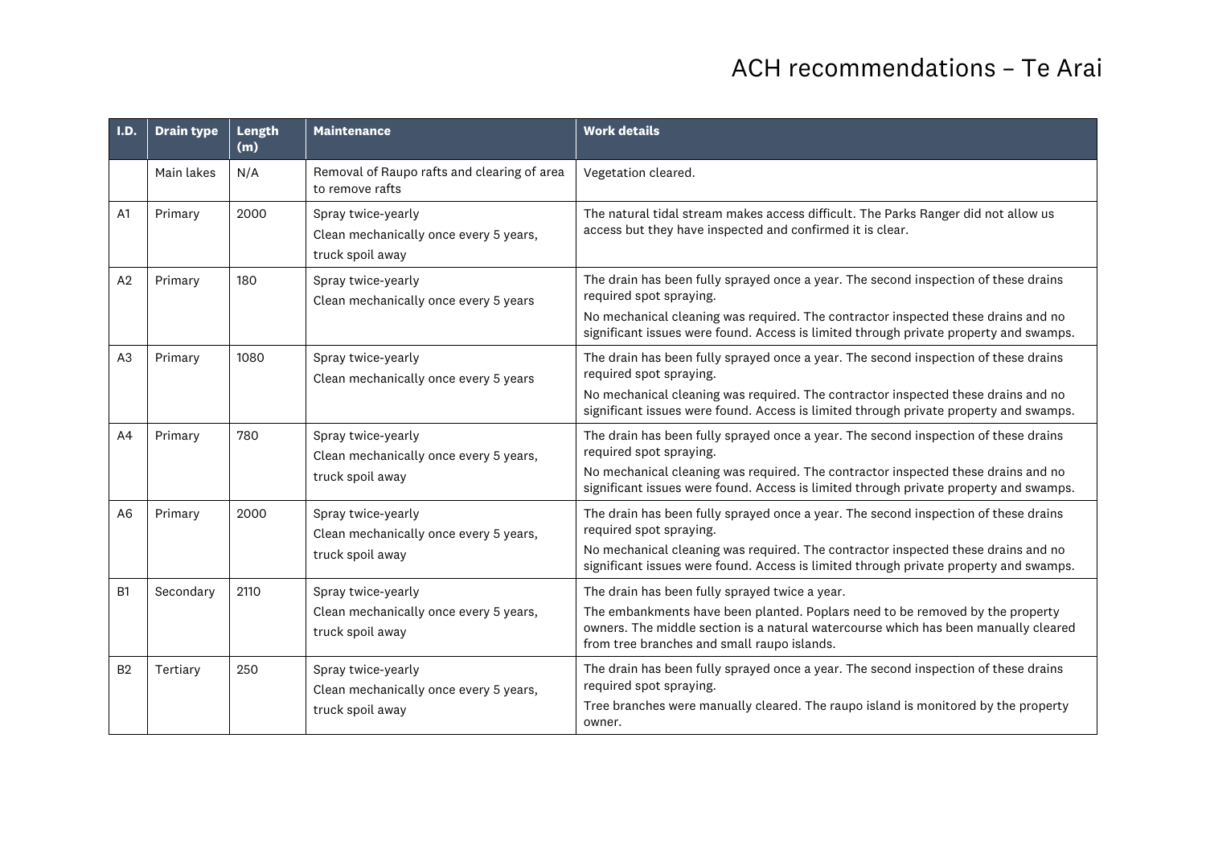# ACH recommendations – Te Arai

| I.D. | Drain type | Length (m) | Maintenance | Work details |
| --- | --- | --- | --- | --- |
| | Main lakes | N/A | Removal of Raupo rafts and clearing of area to remove rafts | Vegetation cleared. |
| A1 | Primary | 2000 | Spray twice-yearly<br>Clean mechanically once every 5 years, truck spoil away | The natural tidal stream makes access difficult. The Parks Ranger did not allow us access but they have inspected and confirmed it is clear. |
| A2 | Primary | 180 | Spray twice-yearly<br>Clean mechanically once every 5 years | The drain has been fully sprayed once a year. The second inspection of these drains required spot spraying.<br>No mechanical cleaning was required. The contractor inspected these drains and no significant issues were found. Access is limited through private property and swamps. |
| A3 | Primary | 1080 | Spray twice-yearly<br>Clean mechanically once every 5 years | The drain has been fully sprayed once a year. The second inspection of these drains required spot spraying.<br>No mechanical cleaning was required. The contractor inspected these drains and no significant issues were found. Access is limited through private property and swamps. |
| A4 | Primary | 780 | Spray twice-yearly<br>Clean mechanically once every 5 years, truck spoil away | The drain has been fully sprayed once a year. The second inspection of these drains required spot spraying.<br>No mechanical cleaning was required. The contractor inspected these drains and no significant issues were found. Access is limited through private property and swamps. |
| A6 | Primary | 2000 | Spray twice-yearly<br>Clean mechanically once every 5 years, truck spoil away | The drain has been fully sprayed once a year. The second inspection of these drains required spot spraying.<br>No mechanical cleaning was required. The contractor inspected these drains and no significant issues were found. Access is limited through private property and swamps. |
| B1 | Secondary | 2110 | Spray twice-yearly<br>Clean mechanically once every 5 years, truck spoil away | The drain has been fully sprayed twice a year.<br>The embankments have been planted. Poplars need to be removed by the property owners. The middle section is a natural watercourse which has been manually cleared from tree branches and small raupo islands. |
| B2 | Tertiary | 250 | Spray twice-yearly<br>Clean mechanically once every 5 years, truck spoil away | The drain has been fully sprayed once a year. The second inspection of these drains required spot spraying.<br>Tree branches were manually cleared. The raupo island is monitored by the property owner. |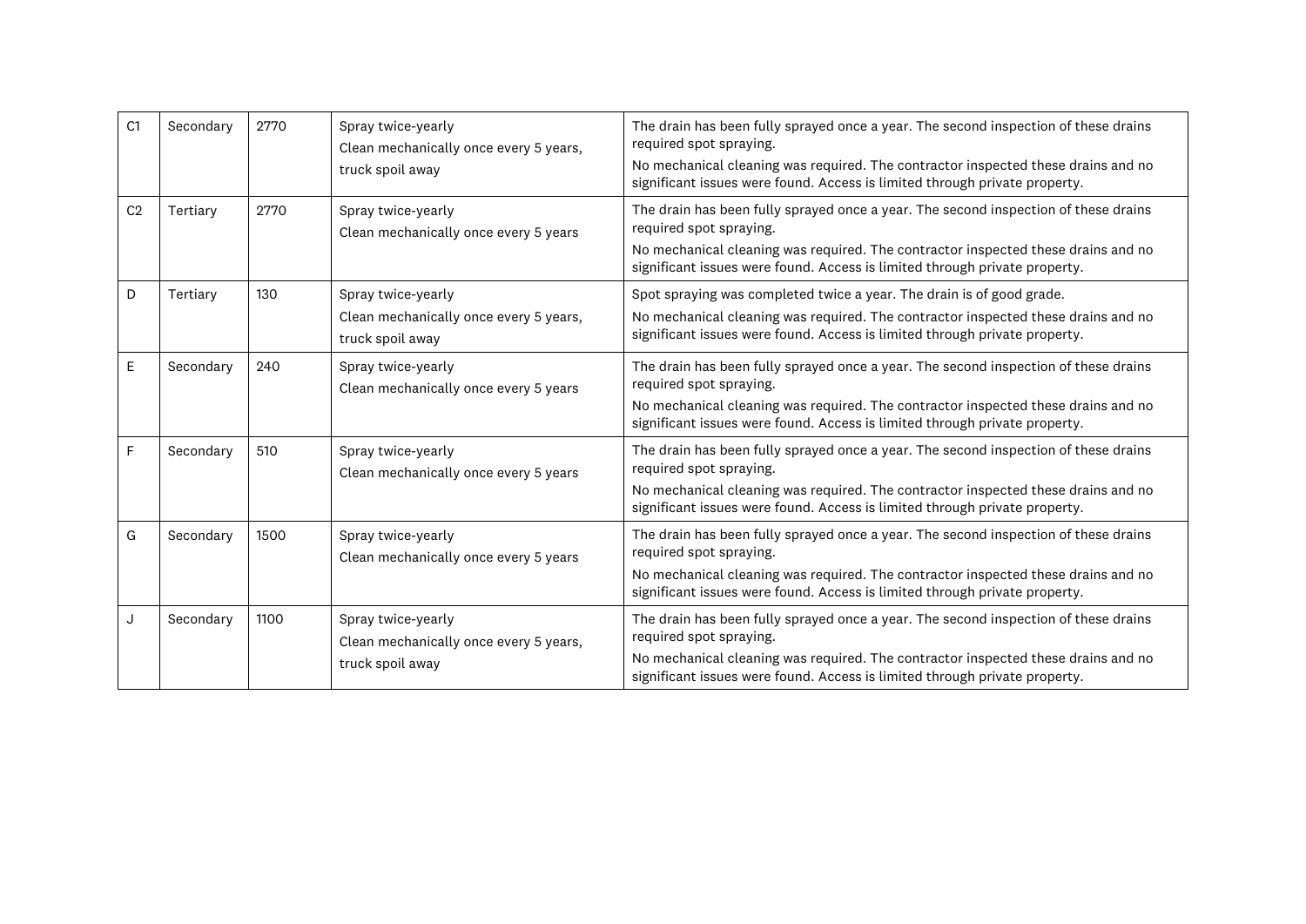| | | | | |
|---|---|---|---|---|
| C1 | Secondary | 2770 | Spray twice-yearly<br>Clean mechanically once every 5 years, truck spoil away | The drain has been fully sprayed once a year. The second inspection of these drains required spot spraying.<br>No mechanical cleaning was required. The contractor inspected these drains and no significant issues were found. Access is limited through private property. |
| C2 | Tertiary | 2770 | Spray twice-yearly<br>Clean mechanically once every 5 years | The drain has been fully sprayed once a year. The second inspection of these drains required spot spraying.<br>No mechanical cleaning was required. The contractor inspected these drains and no significant issues were found. Access is limited through private property. |
| D | Tertiary | 130 | Spray twice-yearly<br>Clean mechanically once every 5 years, truck spoil away | Spot spraying was completed twice a year. The drain is of good grade.<br>No mechanical cleaning was required. The contractor inspected these drains and no significant issues were found. Access is limited through private property. |
| E | Secondary | 240 | Spray twice-yearly<br>Clean mechanically once every 5 years | The drain has been fully sprayed once a year. The second inspection of these drains required spot spraying.<br>No mechanical cleaning was required. The contractor inspected these drains and no significant issues were found. Access is limited through private property. |
| F | Secondary | 510 | Spray twice-yearly<br>Clean mechanically once every 5 years | The drain has been fully sprayed once a year. The second inspection of these drains required spot spraying.<br>No mechanical cleaning was required. The contractor inspected these drains and no significant issues were found. Access is limited through private property. |
| G | Secondary | 1500 | Spray twice-yearly<br>Clean mechanically once every 5 years | The drain has been fully sprayed once a year. The second inspection of these drains required spot spraying.<br>No mechanical cleaning was required. The contractor inspected these drains and no significant issues were found. Access is limited through private property. |
| J | Secondary | 1100 | Spray twice-yearly<br>Clean mechanically once every 5 years, truck spoil away | The drain has been fully sprayed once a year. The second inspection of these drains required spot spraying.<br>No mechanical cleaning was required. The contractor inspected these drains and no significant issues were found. Access is limited through private property. |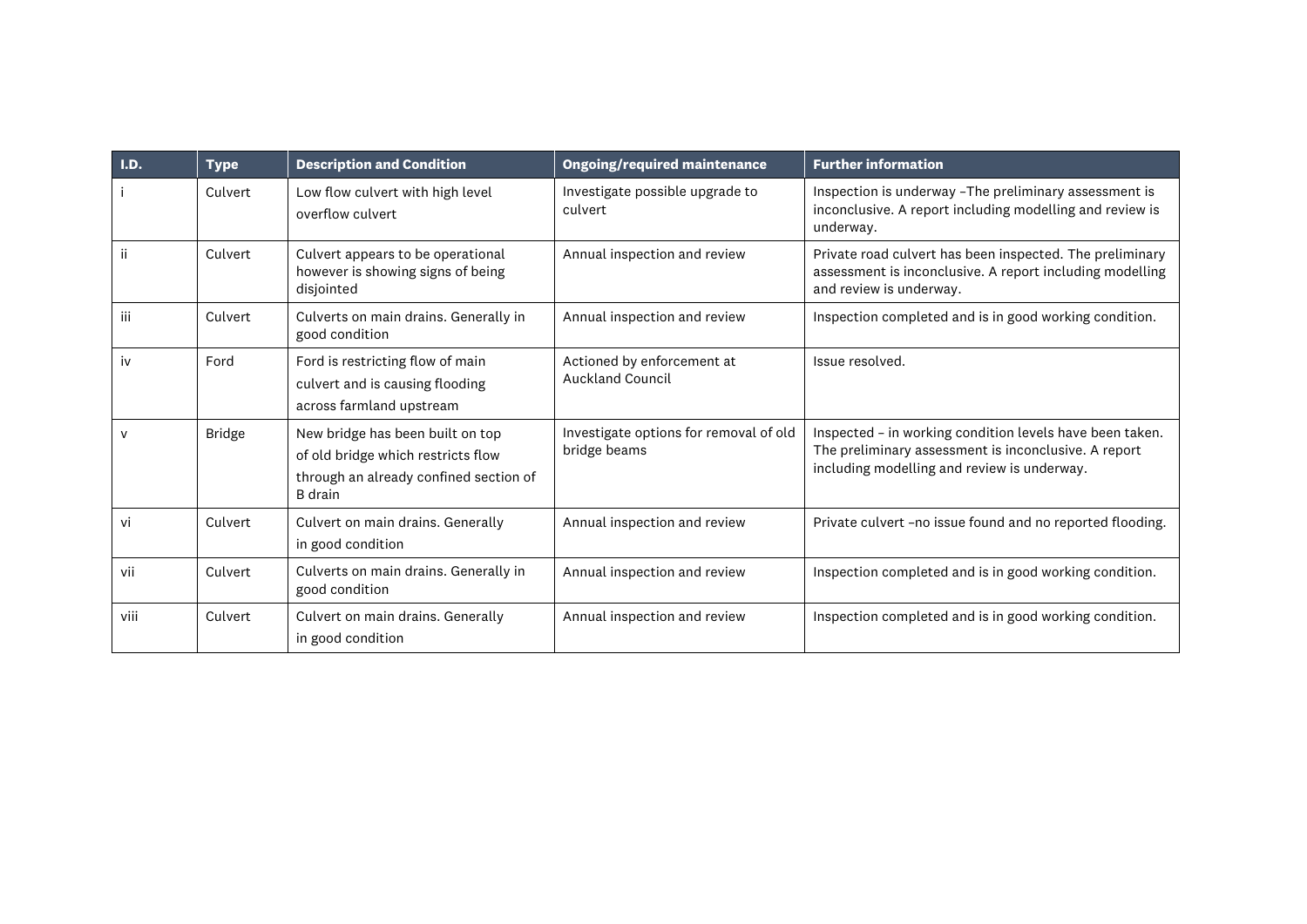| I.D. | Type | Description and Condition | Ongoing/required maintenance | Further information |
|---|---|---|---|---|
| i | Culvert | Low flow culvert with high level overflow culvert | Investigate possible upgrade to culvert | Inspection is underway –The preliminary assessment is inconclusive. A report including modelling and review is underway. |
| ii | Culvert | Culvert appears to be operational however is showing signs of being disjointed | Annual inspection and review | Private road culvert has been inspected. The preliminary assessment is inconclusive. A report including modelling and review is underway. |
| iii | Culvert | Culverts on main drains. Generally in good condition | Annual inspection and review | Inspection completed and is in good working condition. |
| iv | Ford | Ford is restricting flow of main culvert and is causing flooding across farmland upstream | Actioned by enforcement at Auckland Council | Issue resolved. |
| v | Bridge | New bridge has been built on top of old bridge which restricts flow through an already confined section of B drain | Investigate options for removal of old bridge beams | Inspected – in working condition levels have been taken. The preliminary assessment is inconclusive. A report including modelling and review is underway. |
| vi | Culvert | Culvert on main drains. Generally in good condition | Annual inspection and review | Private culvert –no issue found and no reported flooding. |
| vii | Culvert | Culverts on main drains. Generally in good condition | Annual inspection and review | Inspection completed and is in good working condition. |
| viii | Culvert | Culvert on main drains. Generally in good condition | Annual inspection and review | Inspection completed and is in good working condition. |